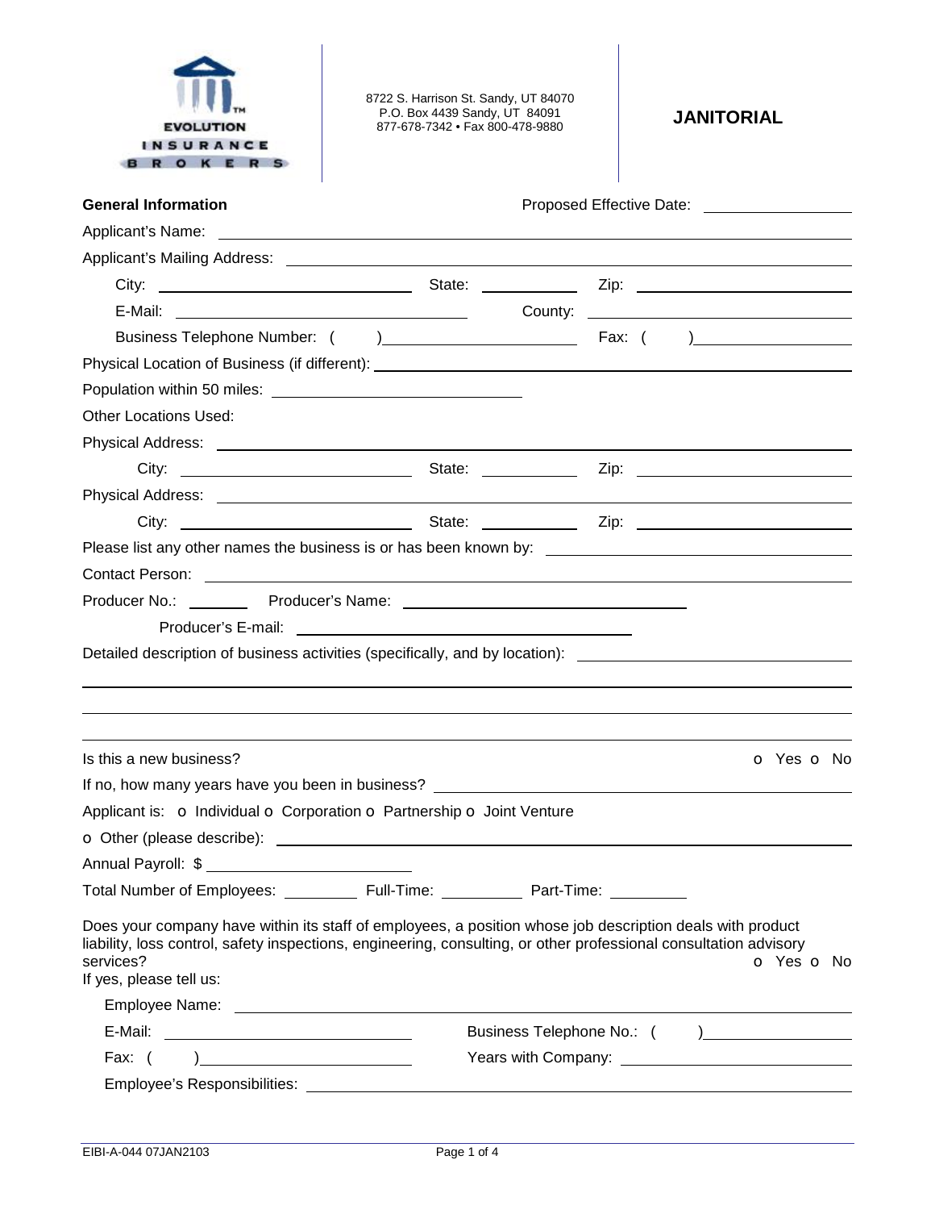EVOLUTION INSURANCE BROKERS

8722 S. Harrison St. Sandy, UT 84070
P.O. Box 4439 Sandy, UT 84091
877-678-7342 • Fax 800-478-9880

# JANITORIAL

**General Information**

Proposed Effective Date: ________________

Applicant's Name: ________________

Applicant's Mailing Address: ________________

City: ________________ State: ________ Zip: ________________

E-Mail: ________________ County: ________________

Business Telephone Number: ( ) ________________ Fax: ( ) ________________

Physical Location of Business (if different): ________________

Population within 50 miles: ________________

Other Locations Used:

Physical Address: ________________

City: ________________ State: ________ Zip: ________________

Physical Address: ________________

City: ________________ State: ________ Zip: ________________

Please list any other names the business is or has been known by: ________________

Contact Person: ________________

Producer No.: ________ Producer's Name: ________________

Producer's E-mail: ________________

Detailed description of business activities (specifically, and by location): ________________

________________

________________

________________

Is this a new business? o Yes o No

If no, how many years have you been in business? ________________

Applicant is: o Individual o Corporation o Partnership o Joint Venture

o Other (please describe): ________________

Annual Payroll: $ ________________

Total Number of Employees: ________ Full-Time: ________ Part-Time: ________

Does your company have within its staff of employees, a position whose job description deals with product liability, loss control, safety inspections, engineering, consulting, or other professional consultation advisory services? o Yes o No

If yes, please tell us:

Employee Name: ________________

E-Mail: ________________ Business Telephone No.: ( ) ________________

Fax: ( ) ________________ Years with Company: ________________

Employee's Responsibilities: ________________

EIBI-A-044 07JAN2103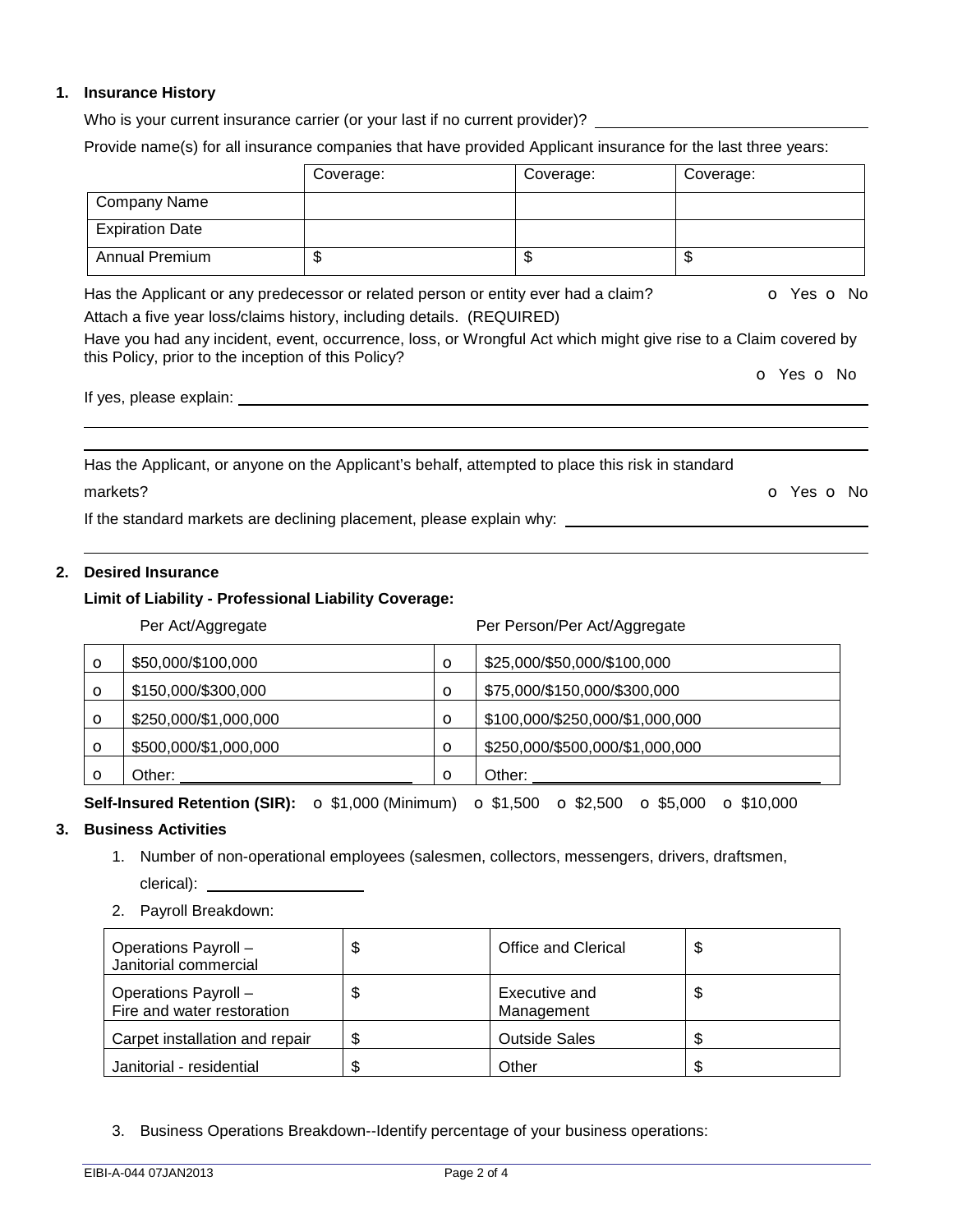1. **Insurance History**

Who is your current insurance carrier (or your last if no current provider)? ___________________________

Provide name(s) for all insurance companies that have provided Applicant insurance for the last three years:

| | Coverage: | Coverage: | Coverage: |
|---|---|---|---|
| Company Name | | | |
| Expiration Date | | | |
| Annual Premium | $ | $ | $ |

Has the Applicant or any predecessor or related person or entity ever had a claim? o Yes o No

Attach a five year loss/claims history, including details. (REQUIRED)

Have you had any incident, event, occurrence, loss, or Wrongful Act which might give rise to a Claim covered by this Policy, prior to the inception of this Policy? o Yes o No

If yes, please explain: ___________________________

Has the Applicant, or anyone on the Applicant's behalf, attempted to place this risk in standard markets? o Yes o No

If the standard markets are declining placement, please explain why: ___________________________

2. **Desired Insurance**

**Limit of Liability - Professional Liability Coverage:**

| | Per Act/Aggregate | | Per Person/Per Act/Aggregate |
|---|---|---|---|
| o | $50,000/$100,000 | o | $25,000/$50,000/$100,000 |
| o | $150,000/$300,000 | o | $75,000/$150,000/$300,000 |
| o | $250,000/$1,000,000 | o | $100,000/$250,000/$1,000,000 |
| o | $500,000/$1,000,000 | o | $250,000/$500,000/$1,000,000 |
| o | Other: ______________ | o | Other: ______________ |

**Self-Insured Retention (SIR):** o $1,000 (Minimum) o $1,500 o $2,500 o $5,000 o $10,000

3. **Business Activities**

   1. Number of non-operational employees (salesmen, collectors, messengers, drivers, draftsmen, clerical): ______________
   2. Payroll Breakdown:

| | | | |
|---|---|---|---|
| Operations Payroll – Janitorial commercial | $ | Office and Clerical | $ |
| Operations Payroll – Fire and water restoration | $ | Executive and Management | $ |
| Carpet installation and repair | $ | Outside Sales | $ |
| Janitorial - residential | $ | Other | $ |

   3. Business Operations Breakdown--Identify percentage of your business operations: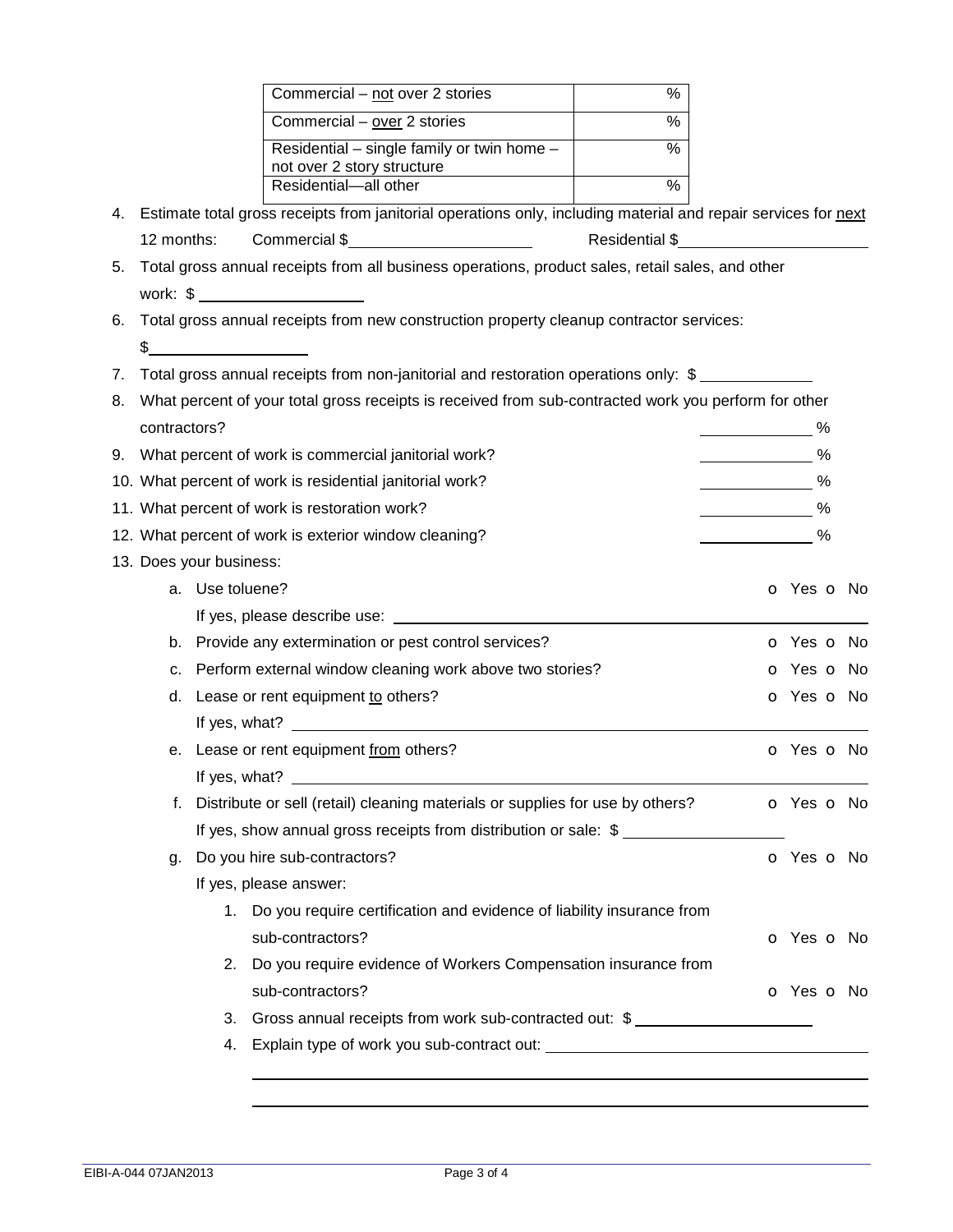| Commercial – <u>not</u> over 2 stories | % |
|---|---|
| Commercial – <u>over</u> 2 stories | % |
| Residential – single family or twin home – not over 2 story structure | % |
| Residential—all other | % |

4. Estimate total gross receipts from janitorial operations only, including material and repair services for <u>next</u> 12 months: Commercial $\_\_\_\_\_\_\_\_\_\_\_\_\_\_ Residential $\_\_\_\_\_\_\_\_\_\_\_\_\_\_
5. Total gross annual receipts from all business operations, product sales, retail sales, and other work: $ \_\_\_\_\_\_\_\_\_\_\_\_\_\_
6. Total gross annual receipts from new construction property cleanup contractor services: $\_\_\_\_\_\_\_\_\_\_\_\_\_\_
7. Total gross annual receipts from non-janitorial and restoration operations only: $ \_\_\_\_\_\_\_\_\_\_\_\_
8. What percent of your total gross receipts is received from sub-contracted work you perform for other contractors? \_\_\_\_\_\_\_\_\_\_ %
9. What percent of work is commercial janitorial work? \_\_\_\_\_\_\_\_\_\_ %
10. What percent of work is residential janitorial work? \_\_\_\_\_\_\_\_\_\_ %
11. What percent of work is restoration work? \_\_\_\_\_\_\_\_\_\_ %
12. What percent of work is exterior window cleaning? \_\_\_\_\_\_\_\_\_\_ %
13. Does your business:
    a. Use toluene? o Yes o No
       If yes, please describe use: \_\_\_\_\_\_\_\_\_\_\_\_\_\_\_\_\_\_\_\_\_\_\_\_\_\_\_\_
    b. Provide any extermination or pest control services? o Yes o No
    c. Perform external window cleaning work above two stories? o Yes o No
    d. Lease or rent equipment <u>to</u> others? o Yes o No
       If yes, what? \_\_\_\_\_\_\_\_\_\_\_\_\_\_\_\_\_\_\_\_\_\_\_\_\_\_\_\_
    e. Lease or rent equipment <u>from</u> others? o Yes o No
       If yes, what? \_\_\_\_\_\_\_\_\_\_\_\_\_\_\_\_\_\_\_\_\_\_\_\_\_\_\_\_
    f. Distribute or sell (retail) cleaning materials or supplies for use by others? o Yes o No
       If yes, show annual gross receipts from distribution or sale: $ \_\_\_\_\_\_\_\_\_\_\_\_\_\_
    g. Do you hire sub-contractors? o Yes o No
       If yes, please answer:
       1. Do you require certification and evidence of liability insurance from sub-contractors? o Yes o No
       2. Do you require evidence of Workers Compensation insurance from sub-contractors? o Yes o No
       3. Gross annual receipts from work sub-contracted out: $ \_\_\_\_\_\_\_\_\_\_\_\_\_\_
       4. Explain type of work you sub-contract out: \_\_\_\_\_\_\_\_\_\_\_\_\_\_\_\_\_\_\_\_\_\_\_\_\_\_\_\_

          \_\_\_\_\_\_\_\_\_\_\_\_\_\_\_\_\_\_\_\_\_\_\_\_\_\_\_\_\_\_\_\_\_\_\_\_\_\_\_\_\_\_\_\_\_\_\_\_\_\_\_\_\_\_

          \_\_\_\_\_\_\_\_\_\_\_\_\_\_\_\_\_\_\_\_\_\_\_\_\_\_\_\_\_\_\_\_\_\_\_\_\_\_\_\_\_\_\_\_\_\_\_\_\_\_\_\_\_\_

EIBI-A-044 07JAN2013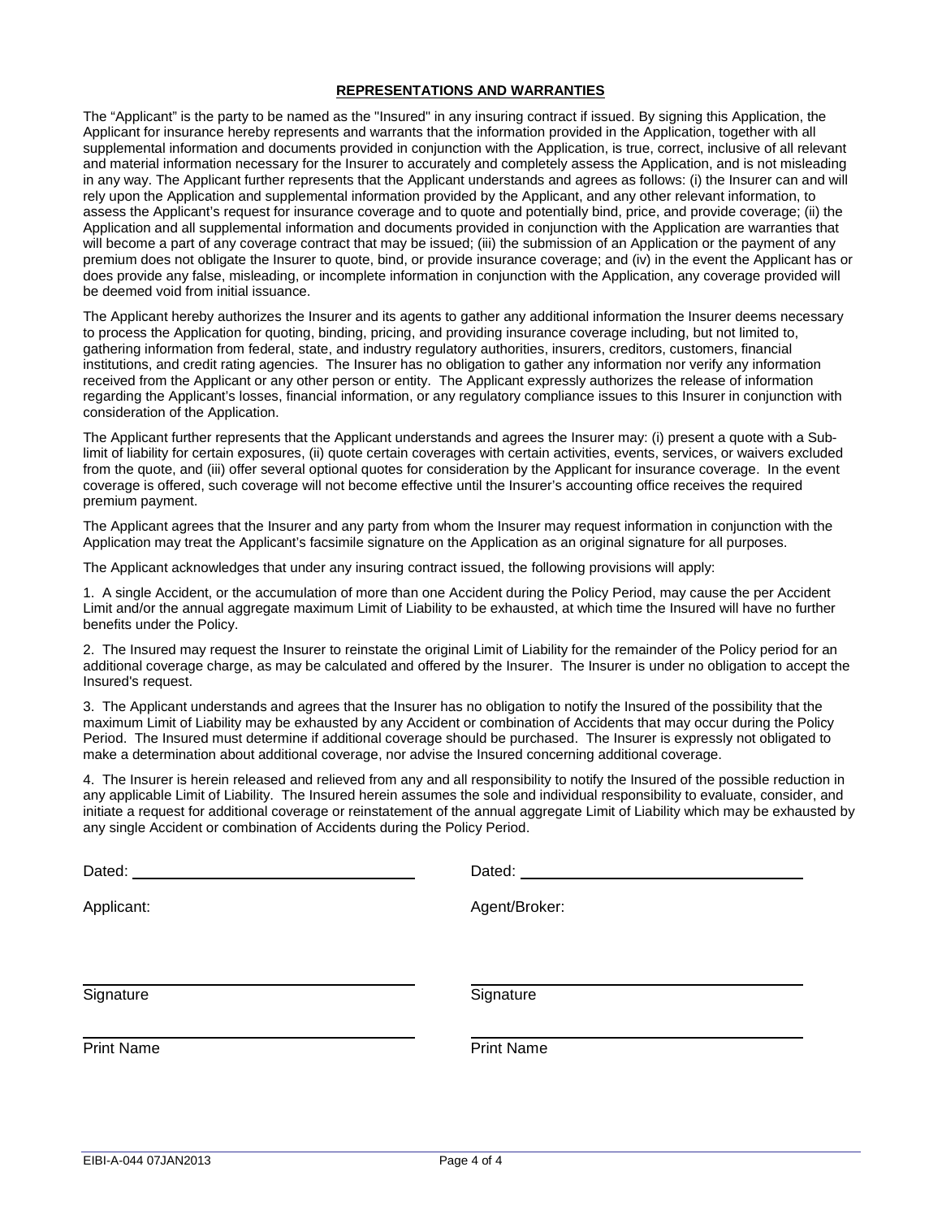## REPRESENTATIONS AND WARRANTIES

The "Applicant" is the party to be named as the "Insured" in any insuring contract if issued. By signing this Application, the Applicant for insurance hereby represents and warrants that the information provided in the Application, together with all supplemental information and documents provided in conjunction with the Application, is true, correct, inclusive of all relevant and material information necessary for the Insurer to accurately and completely assess the Application, and is not misleading in any way. The Applicant further represents that the Applicant understands and agrees as follows: (i) the Insurer can and will rely upon the Application and supplemental information provided by the Applicant, and any other relevant information, to assess the Applicant's request for insurance coverage and to quote and potentially bind, price, and provide coverage; (ii) the Application and all supplemental information and documents provided in conjunction with the Application are warranties that will become a part of any coverage contract that may be issued; (iii) the submission of an Application or the payment of any premium does not obligate the Insurer to quote, bind, or provide insurance coverage; and (iv) in the event the Applicant has or does provide any false, misleading, or incomplete information in conjunction with the Application, any coverage provided will be deemed void from initial issuance.

The Applicant hereby authorizes the Insurer and its agents to gather any additional information the Insurer deems necessary to process the Application for quoting, binding, pricing, and providing insurance coverage including, but not limited to, gathering information from federal, state, and industry regulatory authorities, insurers, creditors, customers, financial institutions, and credit rating agencies. The Insurer has no obligation to gather any information nor verify any information received from the Applicant or any other person or entity. The Applicant expressly authorizes the release of information regarding the Applicant's losses, financial information, or any regulatory compliance issues to this Insurer in conjunction with consideration of the Application.

The Applicant further represents that the Applicant understands and agrees the Insurer may: (i) present a quote with a Sub-limit of liability for certain exposures, (ii) quote certain coverages with certain activities, events, services, or waivers excluded from the quote, and (iii) offer several optional quotes for consideration by the Applicant for insurance coverage. In the event coverage is offered, such coverage will not become effective until the Insurer's accounting office receives the required premium payment.

The Applicant agrees that the Insurer and any party from whom the Insurer may request information in conjunction with the Application may treat the Applicant's facsimile signature on the Application as an original signature for all purposes.

The Applicant acknowledges that under any insuring contract issued, the following provisions will apply:

1. A single Accident, or the accumulation of more than one Accident during the Policy Period, may cause the per Accident Limit and/or the annual aggregate maximum Limit of Liability to be exhausted, at which time the Insured will have no further benefits under the Policy.

2. The Insured may request the Insurer to reinstate the original Limit of Liability for the remainder of the Policy period for an additional coverage charge, as may be calculated and offered by the Insurer. The Insurer is under no obligation to accept the Insured's request.

3. The Applicant understands and agrees that the Insurer has no obligation to notify the Insured of the possibility that the maximum Limit of Liability may be exhausted by any Accident or combination of Accidents that may occur during the Policy Period. The Insured must determine if additional coverage should be purchased. The Insurer is expressly not obligated to make a determination about additional coverage, nor advise the Insured concerning additional coverage.

4. The Insurer is herein released and relieved from any and all responsibility to notify the Insured of the possible reduction in any applicable Limit of Liability. The Insured herein assumes the sole and individual responsibility to evaluate, consider, and initiate a request for additional coverage or reinstatement of the annual aggregate Limit of Liability which may be exhausted by any single Accident or combination of Accidents during the Policy Period.

Dated: ______________________________

Applicant:

______________________________
Signature

______________________________
Print Name

Dated: ______________________________

Agent/Broker:

______________________________
Signature

______________________________
Print Name

EIBI-A-044 07JAN2013